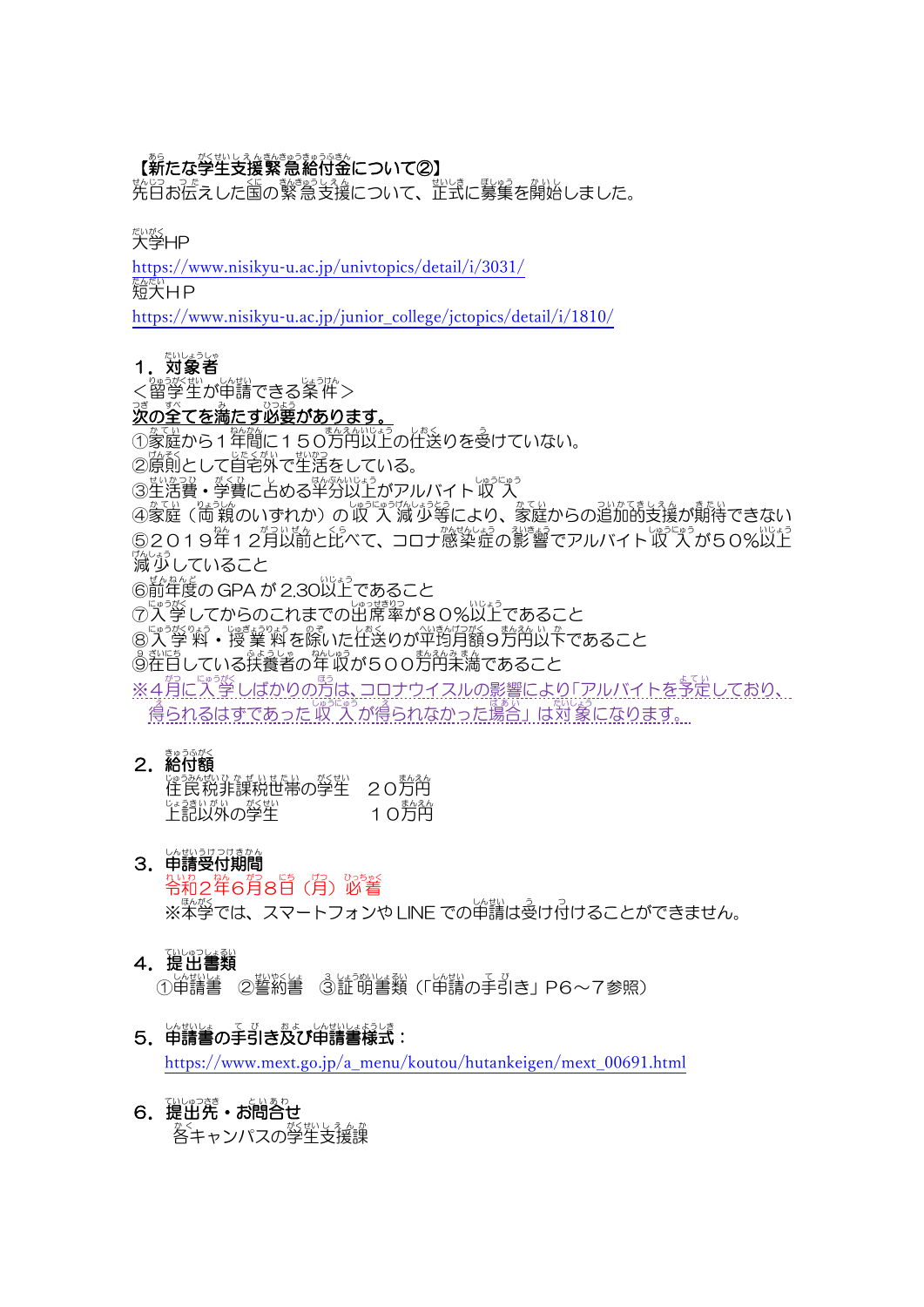**【新たな学生支援緊急給付金について②】**

先日お伝えした国の緊急支援について、正式に募集を開始しました。

大学HP

https://www.nisikyu-u.ac.jp/univtopics/detail/i/3031/

短大ＨＰ

https://www.nisikyu-u.ac.jp/junior_college/jctopics/detail/i/1810/

## １．対象者

＜留学生が申請できる条件＞

**次の全てを満たす必要があります。**

①家庭から１年間に１５０万円以上の仕送りを受けていない。

②原則として自宅外で生活をしている。

③生活費・学費に占める半分以上がアルバイト収入

④家庭（両親のいずれか）の収入減少等により、家庭からの追加的支援が期待できない

⑤２０１９年１２月以前と比べて、コロナ感染症の影響でアルバイト収入が５０％以上減少していること

⑥前年度の GPA が 2.30以上であること

⑦入学してからのこれまでの出席率が８０％以上であること

⑧入学料・授業料を除いた仕送りが平均月額９万円以下であること

⑨在日している扶養者の年収が５００万円未満であること

※４月に入学しばかりの方は、コロナウイルスの影響により「アルバイトを予定しており、得られるはずであった収入が得られなかった場合」は対象になります。

## ２．給付額

住民税非課税世帯の学生　２０万円

上記以外の学生　　　　　１０万円

## ３．申請受付期間

令和２年６月８日（月）必着

※本学では、スマートフォンや LINE での申請は受け付けることができません。

## ４．提出書類

①申請書　②誓約書　③証明書類（「申請の手引き」P6～7参照）

## ５．申請書の手引き及び申請書様式：

https://www.mext.go.jp/a_menu/koutou/hutankeigen/mext_00691.html

## ６．提出先・お問合せ

各キャンパスの学生支援課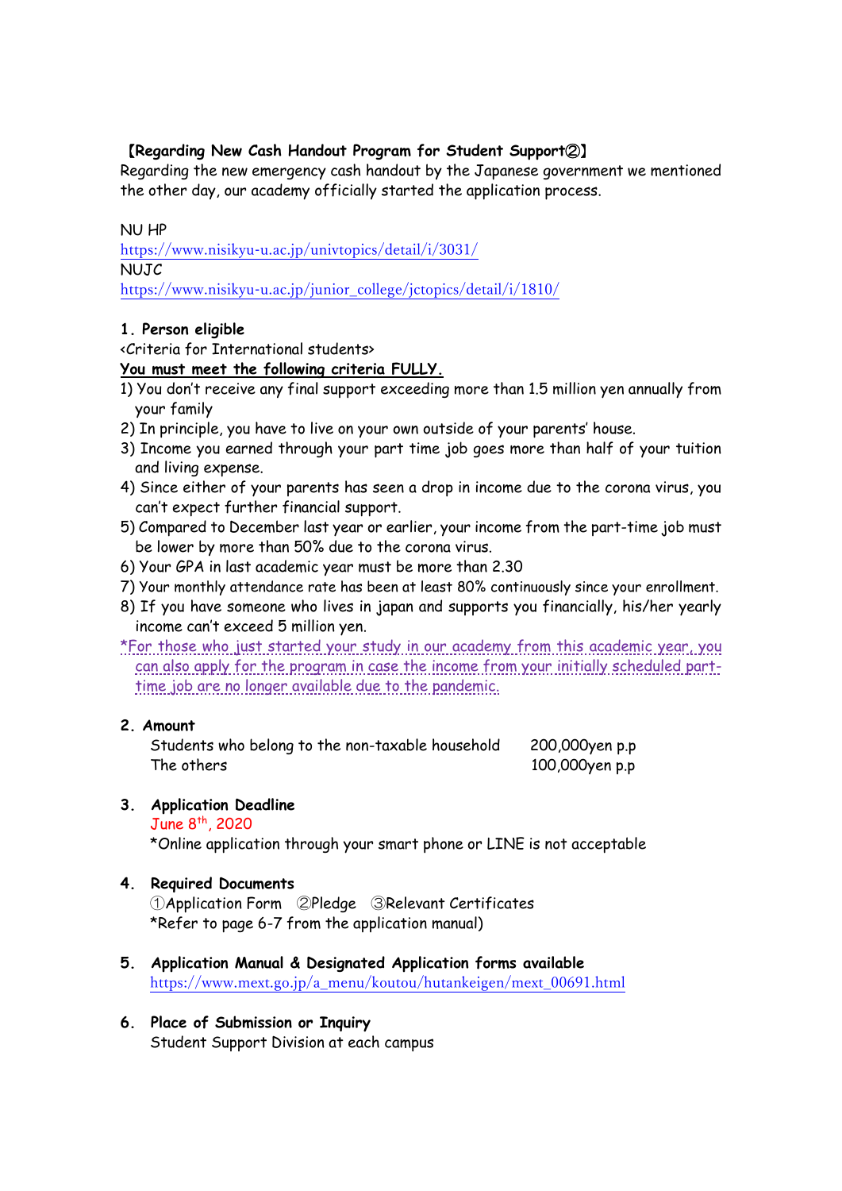**【Regarding New Cash Handout Program for Student Support②】**

Regarding the new emergency cash handout by the Japanese government we mentioned the other day, our academy officially started the application process.

NU HP
https://www.nisikyu-u.ac.jp/univtopics/detail/i/3031/
NUJC
https://www.nisikyu-u.ac.jp/junior_college/jctopics/detail/i/1810/

**1. Person eligible**

<Criteria for International students>

**You must meet the following criteria FULLY.**

1) You don't receive any final support exceeding more than 1.5 million yen annually from your family
2) In principle, you have to live on your own outside of your parents' house.
3) Income you earned through your part time job goes more than half of your tuition and living expense.
4) Since either of your parents has seen a drop in income due to the corona virus, you can't expect further financial support.
5) Compared to December last year or earlier, your income from the part-time job must be lower by more than 50% due to the corona virus.
6) Your GPA in last academic year must be more than 2.30
7) Your monthly attendance rate has been at least 80% continuously since your enrollment.
8) If you have someone who lives in japan and supports you financially, his/her yearly income can't exceed 5 million yen.

*For those who just started your study in our academy from this academic year, you can also apply for the program in case the income from your initially scheduled part-time job are no longer available due to the pandemic.

**2. Amount**

| | |
|---|---|
| Students who belong to the non-taxable household | 200,000yen p.p |
| The others | 100,000yen p.p |

**3. Application Deadline**

June 8th, 2020

*Online application through your smart phone or LINE is not acceptable

**4. Required Documents**

①Application Form ②Pledge ③Relevant Certificates

*Refer to page 6-7 from the application manual)

**5. Application Manual & Designated Application forms available**

https://www.mext.go.jp/a_menu/koutou/hutankeigen/mext_00691.html

**6. Place of Submission or Inquiry**

Student Support Division at each campus